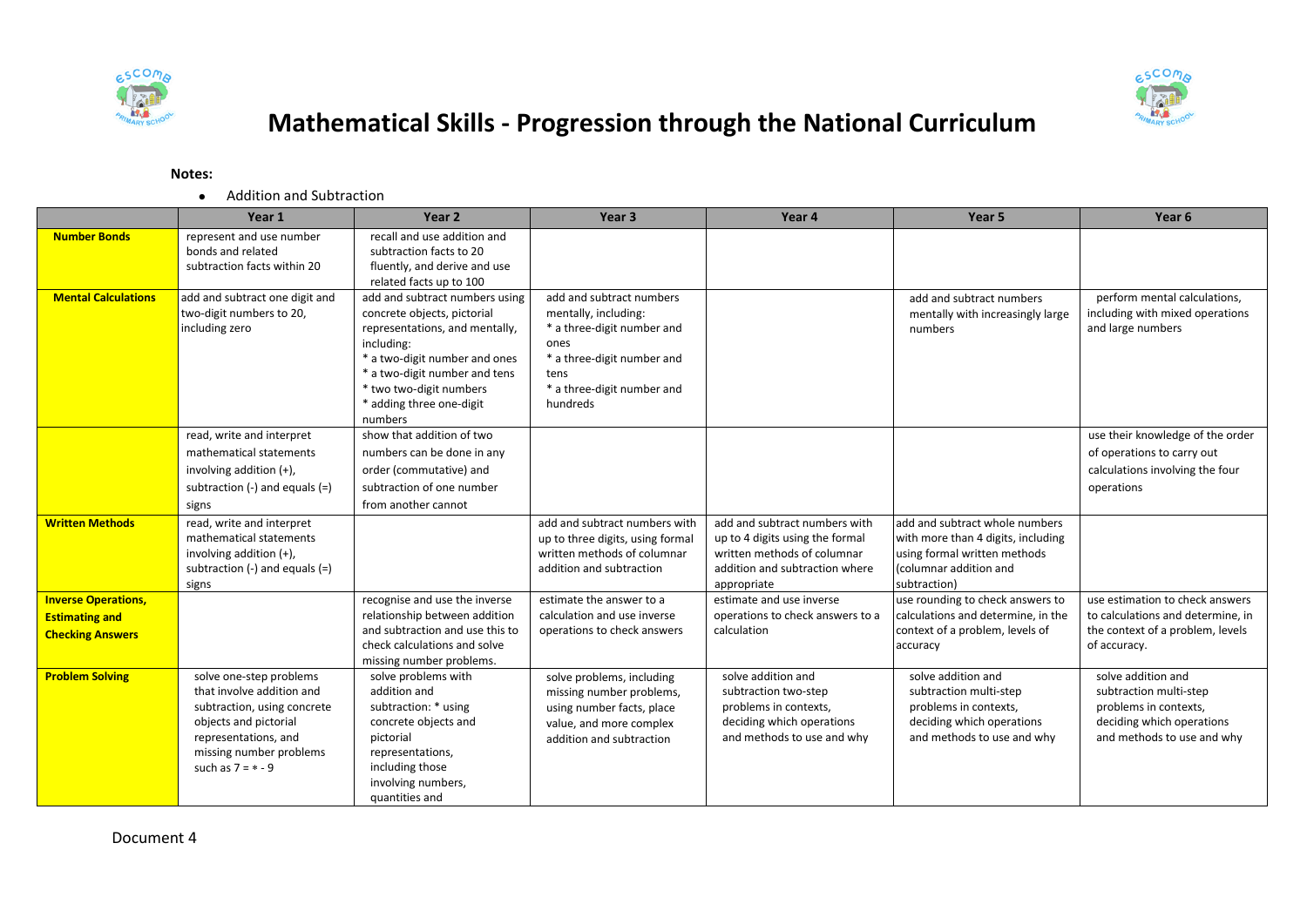# Mathematical Skills - Progression through the National Curriculum

**Notes:**

- Addition and Subtraction

| | Year 1 | Year 2 | Year 3 | Year 4 | Year 5 | Year 6 |
|---|---|---|---|---|---|---|
| **Number Bonds** | represent and use number bonds and related subtraction facts within 20 | recall and use addition and subtraction facts to 20 fluently, and derive and use related facts up to 100 | | | | |
| **Mental Calculations** | add and subtract one digit and two-digit numbers to 20, including zero | add and subtract numbers using concrete objects, pictorial representations, and mentally, including: * a two-digit number and ones * a two-digit number and tens * two two-digit numbers * adding three one-digit numbers | add and subtract numbers mentally, including: * a three-digit number and ones * a three-digit number and tens * a three-digit number and hundreds | | add and subtract numbers mentally with increasingly large numbers | perform mental calculations, including with mixed operations and large numbers |
| | read, write and interpret mathematical statements involving addition (+), subtraction (-) and equals (=) signs | show that addition of two numbers can be done in any order (commutative) and subtraction of one number from another cannot | | | | use their knowledge of the order of operations to carry out calculations involving the four operations |
| **Written Methods** | read, write and interpret mathematical statements involving addition (+), subtraction (-) and equals (=) signs | | add and subtract numbers with up to three digits, using formal written methods of columnar addition and subtraction | add and subtract numbers with up to 4 digits using the formal written methods of columnar addition and subtraction where appropriate | add and subtract whole numbers with more than 4 digits, including using formal written methods (columnar addition and subtraction) | |
| **Inverse Operations, Estimating and Checking Answers** | | recognise and use the inverse relationship between addition and subtraction and use this to check calculations and solve missing number problems. | estimate the answer to a calculation and use inverse operations to check answers | estimate and use inverse operations to check answers to a calculation | use rounding to check answers to calculations and determine, in the context of a problem, levels of accuracy | use estimation to check answers to calculations and determine, in the context of a problem, levels of accuracy. |
| **Problem Solving** | solve one-step problems that involve addition and subtraction, using concrete objects and pictorial representations, and missing number problems such as 7 = * - 9 | solve problems with addition and subtraction: * using concrete objects and pictorial representations, including those involving numbers, quantities and | solve problems, including missing number problems, using number facts, place value, and more complex addition and subtraction | solve addition and subtraction two-step problems in contexts, deciding which operations and methods to use and why | solve addition and subtraction multi-step problems in contexts, deciding which operations and methods to use and why | solve addition and subtraction multi-step problems in contexts, deciding which operations and methods to use and why |

Document 4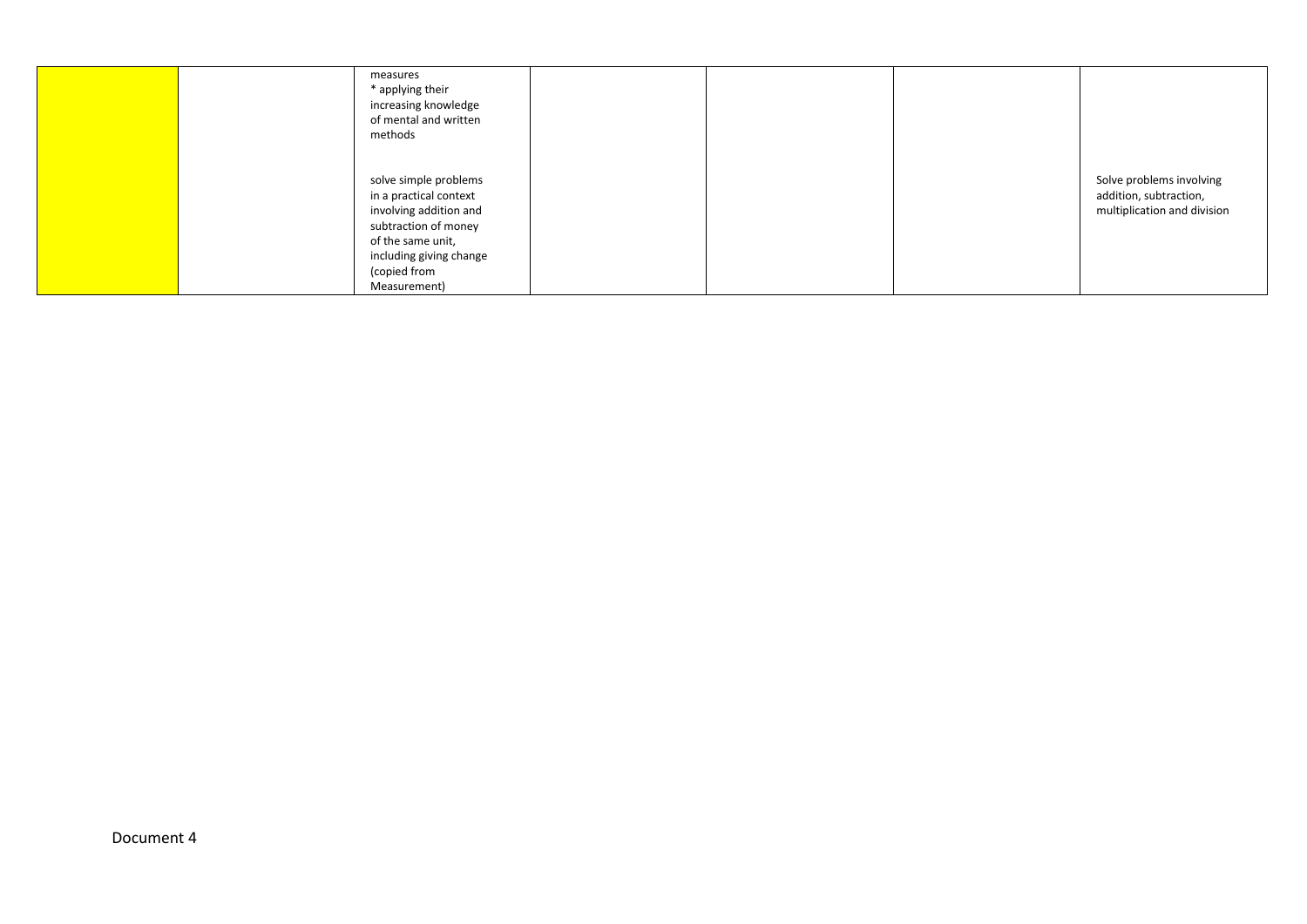| | | | | | | |
|---|---|---|---|---|---|---|
| | | measures<br>* applying their increasing knowledge of mental and written methods<br><br>solve simple problems in a practical context involving addition and subtraction of money of the same unit, including giving change (copied from Measurement) | | | | Solve problems involving addition, subtraction, multiplication and division |

Document 4